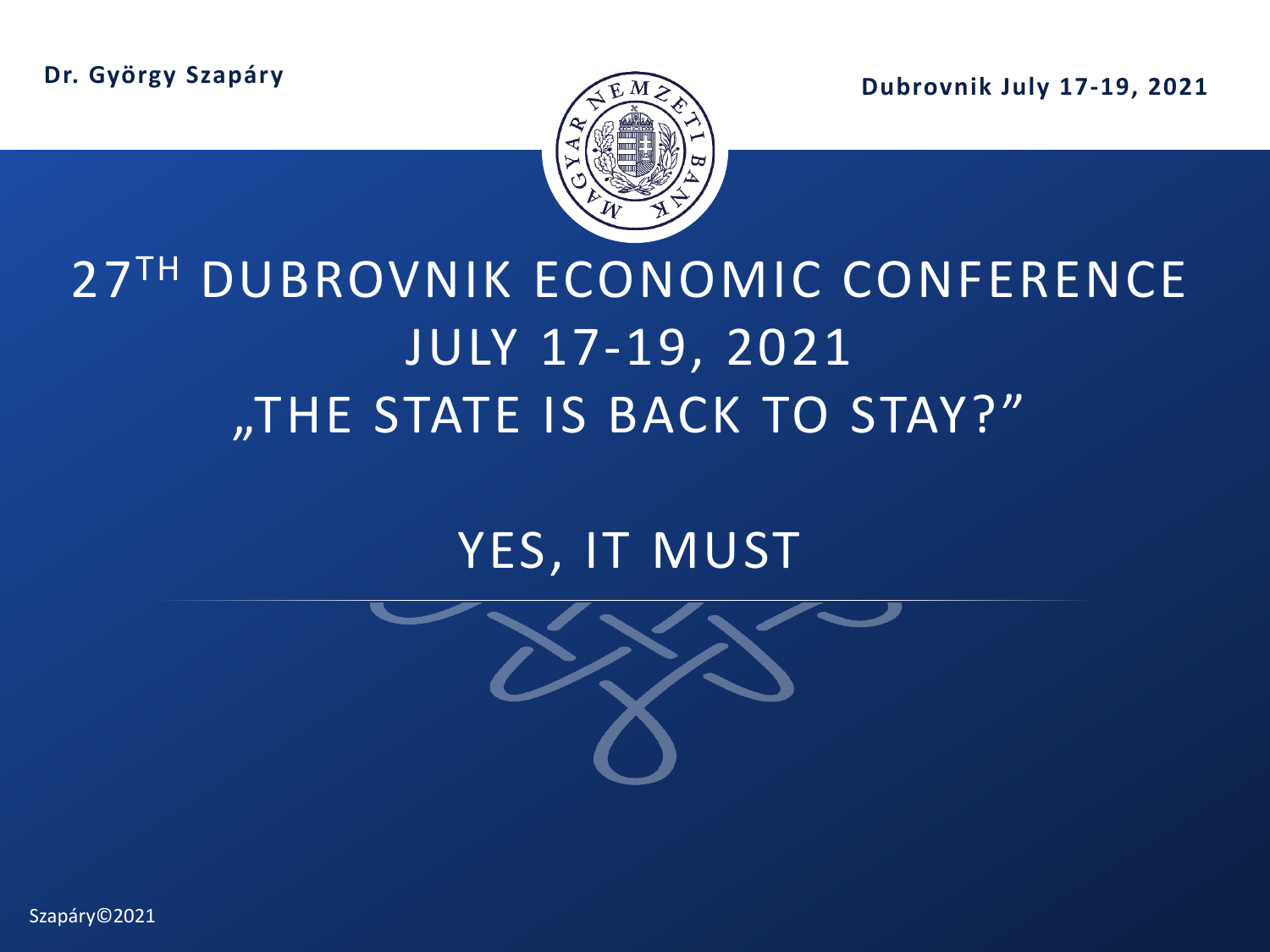**Dr. György Szapáry**

**Dubrovnik July 17-19, 2021**

# 27TH DUBROVNIK ECONOMIC CONFERENCE JULY 17-19, 2021 „THE STATE IS BACK TO STAY?"

## YES, IT MUST

Szapáry©2021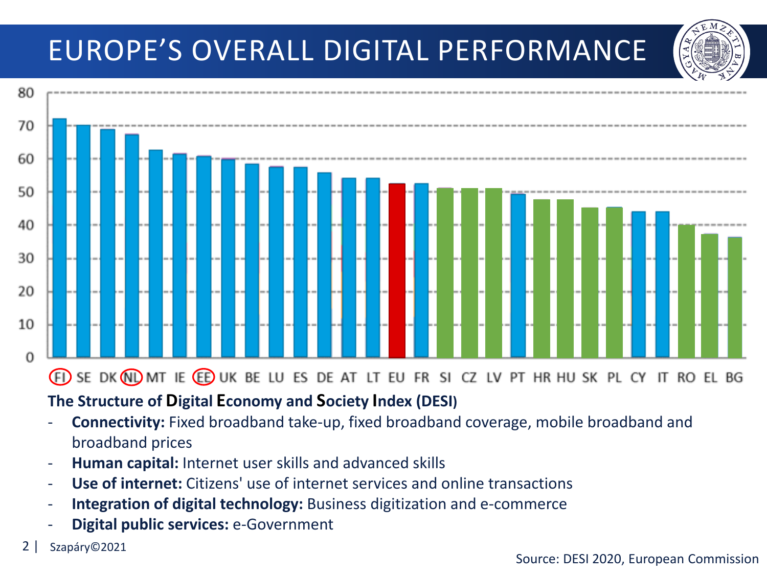# EUROPE'S OVERALL DIGITAL PERFORMANCE

FI SE DK NL MT IE EE UK BE LU ES DE AT LT EU FR SI CZ LV PT HR HU SK PL CY IT RO EL BG

**The Structure of Digital Economy and Society Index (DESI)**

- **Connectivity:** Fixed broadband take-up, fixed broadband coverage, mobile broadband and broadband prices
- **Human capital:** Internet user skills and advanced skills
- **Use of internet:** Citizens' use of internet services and online transactions
- **Integration of digital technology:** Business digitization and e-commerce
- **Digital public services:** e-Government

Szapáry©2021

Source: DESI 2020, European Commission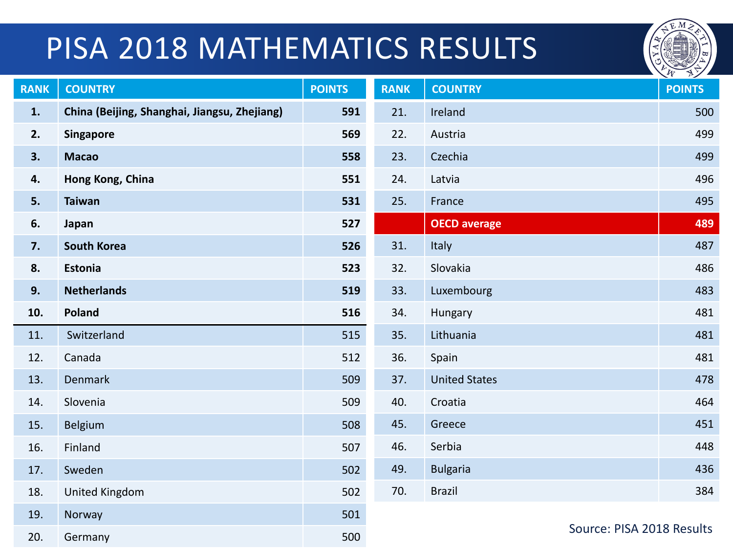# PISA 2018 MATHEMATICS RESULTS

| RANK | COUNTRY | POINTS |
|---|---|---|
| **1.** | **China (Beijing, Shanghai, Jiangsu, Zhejiang)** | **591** |
| **2.** | **Singapore** | **569** |
| **3.** | **Macao** | **558** |
| **4.** | **Hong Kong, China** | **551** |
| **5.** | **Taiwan** | **531** |
| **6.** | **Japan** | **527** |
| **7.** | **South Korea** | **526** |
| **8.** | **Estonia** | **523** |
| **9.** | **Netherlands** | **519** |
| **10.** | **Poland** | **516** |
| 11. | Switzerland | 515 |
| 12. | Canada | 512 |
| 13. | Denmark | 509 |
| 14. | Slovenia | 509 |
| 15. | Belgium | 508 |
| 16. | Finland | 507 |
| 17. | Sweden | 502 |
| 18. | United Kingdom | 502 |
| 19. | Norway | 501 |
| 20. | Germany | 500 |
| 21. | Ireland | 500 |
| 22. | Austria | 499 |
| 23. | Czechia | 499 |
| 24. | Latvia | 496 |
| 25. | France | 495 |
| | **OECD average** | **489** |
| 31. | Italy | 487 |
| 32. | Slovakia | 486 |
| 33. | Luxembourg | 483 |
| 34. | Hungary | 481 |
| 35. | Lithuania | 481 |
| 36. | Spain | 481 |
| 37. | United States | 478 |
| 40. | Croatia | 464 |
| 45. | Greece | 451 |
| 46. | Serbia | 448 |
| 49. | Bulgaria | 436 |
| 70. | Brazil | 384 |

Source: PISA 2018 Results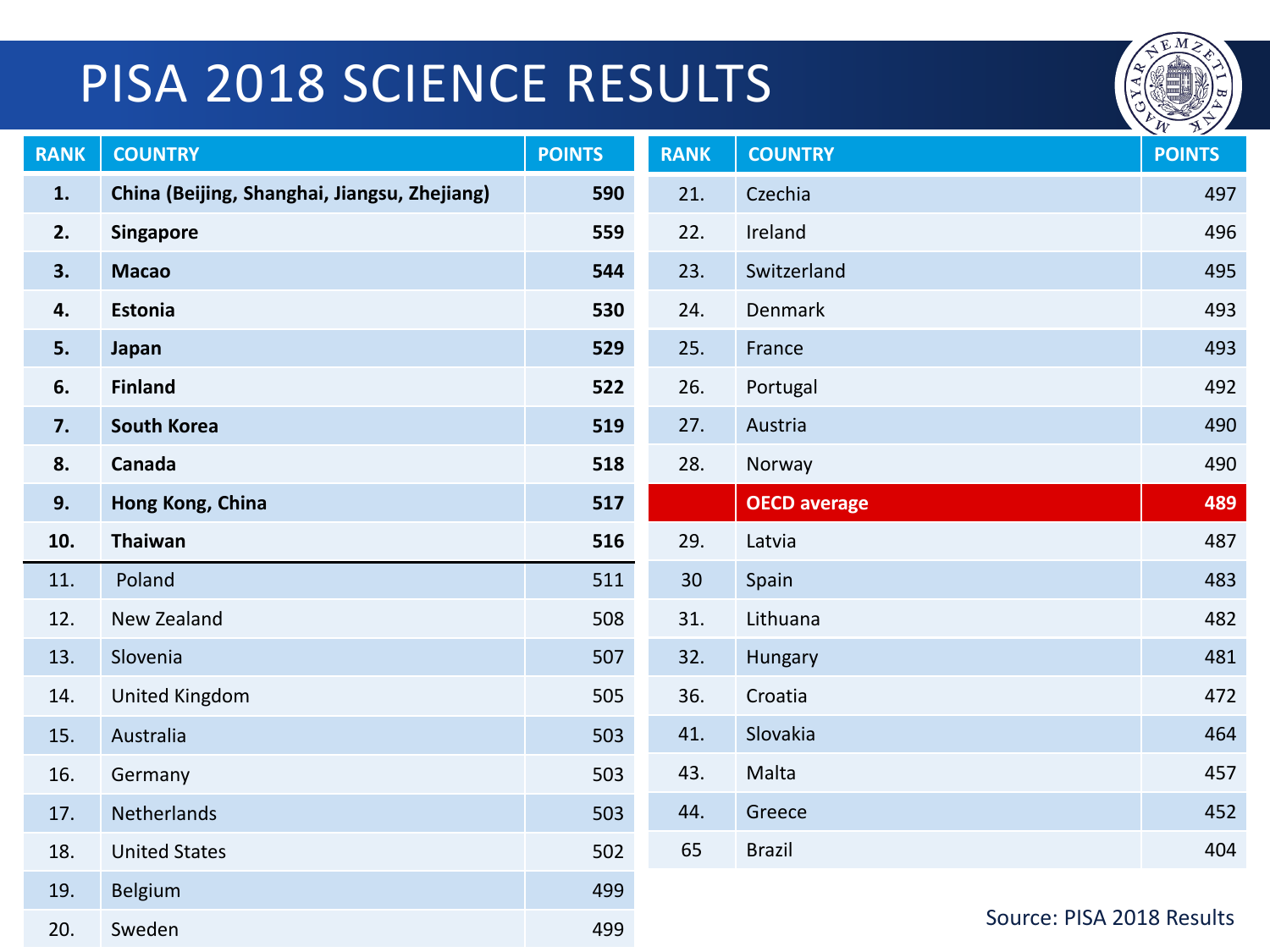# PISA 2018 SCIENCE RESULTS

| RANK | COUNTRY | POINTS |
|---|---|---|
| **1.** | **China (Beijing, Shanghai, Jiangsu, Zhejiang)** | **590** |
| **2.** | **Singapore** | **559** |
| **3.** | **Macao** | **544** |
| **4.** | **Estonia** | **530** |
| **5.** | **Japan** | **529** |
| **6.** | **Finland** | **522** |
| **7.** | **South Korea** | **519** |
| **8.** | **Canada** | **518** |
| **9.** | **Hong Kong, China** | **517** |
| **10.** | **Thaiwan** | **516** |
| 11. | Poland | 511 |
| 12. | New Zealand | 508 |
| 13. | Slovenia | 507 |
| 14. | United Kingdom | 505 |
| 15. | Australia | 503 |
| 16. | Germany | 503 |
| 17. | Netherlands | 503 |
| 18. | United States | 502 |
| 19. | Belgium | 499 |
| 20. | Sweden | 499 |
| 21. | Czechia | 497 |
| 22. | Ireland | 496 |
| 23. | Switzerland | 495 |
| 24. | Denmark | 493 |
| 25. | France | 493 |
| 26. | Portugal | 492 |
| 27. | Austria | 490 |
| 28. | Norway | 490 |
| | **OECD average** | **489** |
| 29. | Latvia | 487 |
| 30 | Spain | 483 |
| 31. | Lithuana | 482 |
| 32. | Hungary | 481 |
| 36. | Croatia | 472 |
| 41. | Slovakia | 464 |
| 43. | Malta | 457 |
| 44. | Greece | 452 |
| 65 | Brazil | 404 |

Source: PISA 2018 Results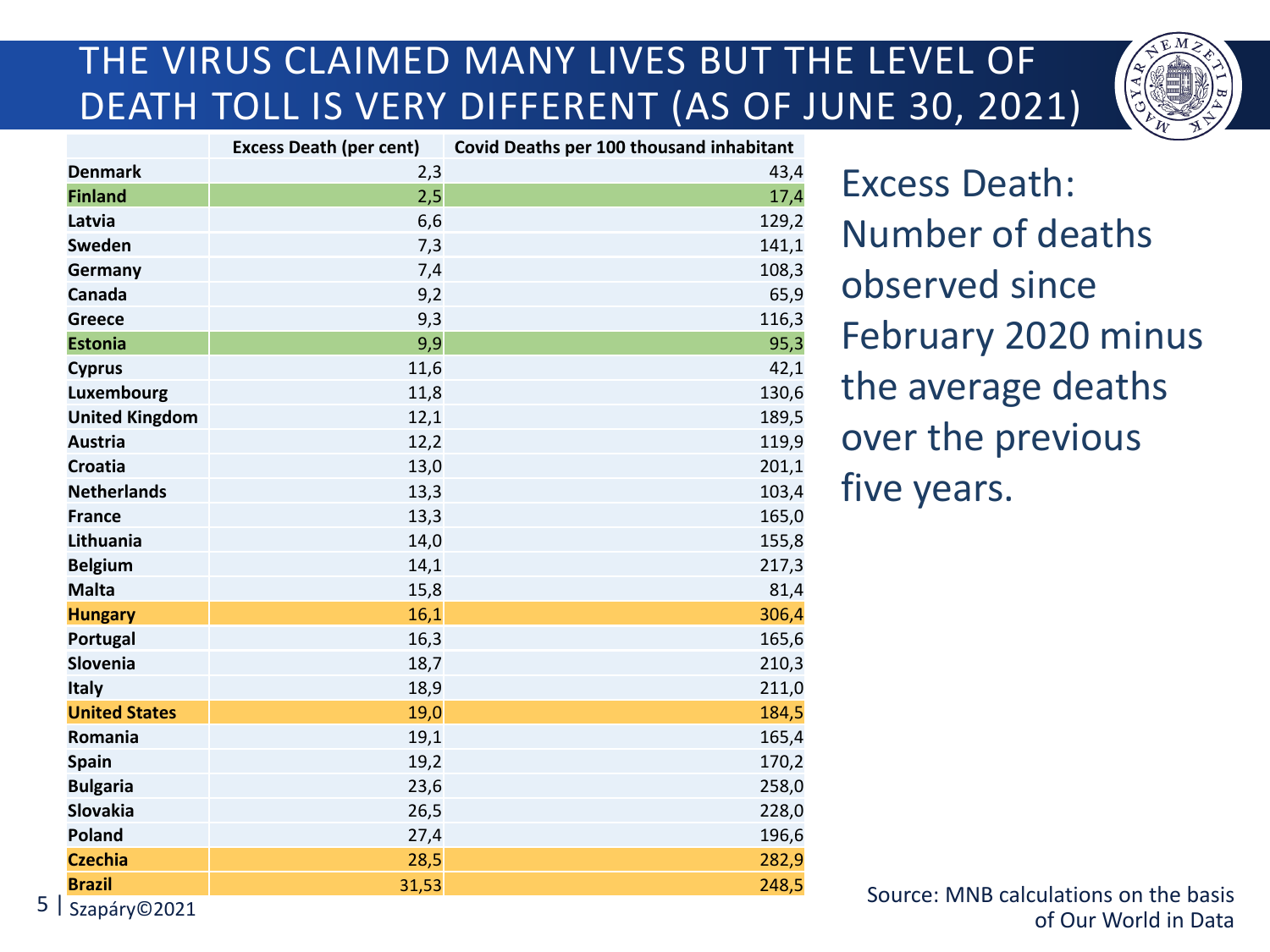# THE VIRUS CLAIMED MANY LIVES BUT THE LEVEL OF DEATH TOLL IS VERY DIFFERENT (AS OF JUNE 30, 2021)

| | Excess Death (per cent) | Covid Deaths per 100 thousand inhabitant |
|---|---|---|
| **Denmark** | 2,3 | 43,4 |
| **Finland** | 2,5 | 17,4 |
| **Latvia** | 6,6 | 129,2 |
| **Sweden** | 7,3 | 141,1 |
| **Germany** | 7,4 | 108,3 |
| **Canada** | 9,2 | 65,9 |
| **Greece** | 9,3 | 116,3 |
| **Estonia** | 9,9 | 95,3 |
| **Cyprus** | 11,6 | 42,1 |
| **Luxembourg** | 11,8 | 130,6 |
| **United Kingdom** | 12,1 | 189,5 |
| **Austria** | 12,2 | 119,9 |
| **Croatia** | 13,0 | 201,1 |
| **Netherlands** | 13,3 | 103,4 |
| **France** | 13,3 | 165,0 |
| **Lithuania** | 14,0 | 155,8 |
| **Belgium** | 14,1 | 217,3 |
| **Malta** | 15,8 | 81,4 |
| **Hungary** | 16,1 | 306,4 |
| **Portugal** | 16,3 | 165,6 |
| **Slovenia** | 18,7 | 210,3 |
| **Italy** | 18,9 | 211,0 |
| **United States** | 19,0 | 184,5 |
| **Romania** | 19,1 | 165,4 |
| **Spain** | 19,2 | 170,2 |
| **Bulgaria** | 23,6 | 258,0 |
| **Slovakia** | 26,5 | 228,0 |
| **Poland** | 27,4 | 196,6 |
| **Czechia** | 28,5 | 282,9 |
| **Brazil** | 31,53 | 248,5 |

Excess Death: Number of deaths observed since February 2020 minus the average deaths over the previous five years.

Source: MNB calculations on the basis of Our World in Data

Szapáry©2021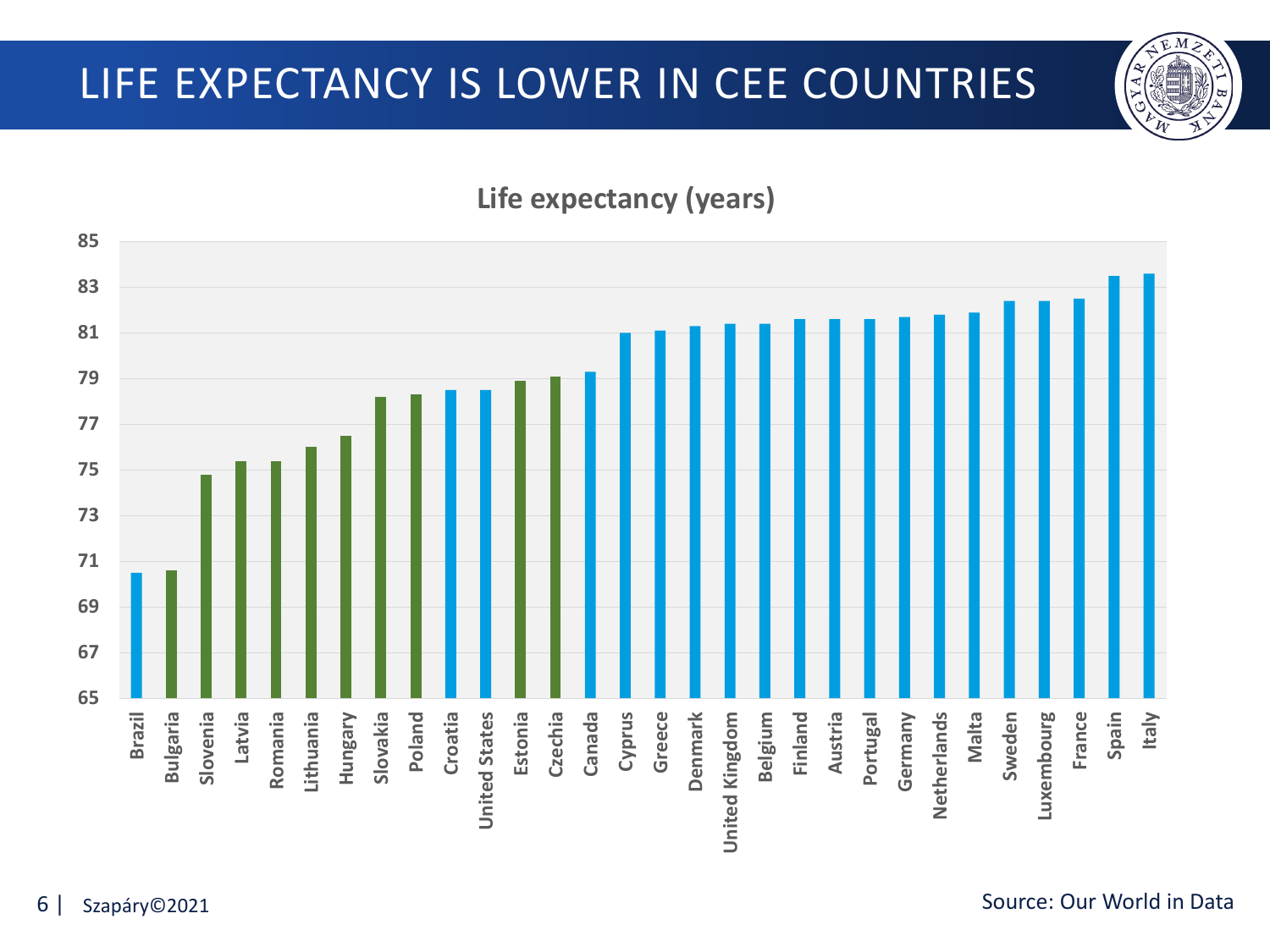# LIFE EXPECTANCY IS LOWER IN CEE COUNTRIES

**Life expectancy (years)**

Brazil, Bulgaria, Slovenia, Latvia, Romania, Lithuania, Hungary, Slovakia, Poland, Croatia, United States, Estonia, Czechia, Canada, Cyprus, Greece, Denmark, United Kingdom, Belgium, Finland, Austria, Portugal, Germany, Netherlands, Malta, Sweden, Luxembourg, France, Spain, Italy

Source: Our World in Data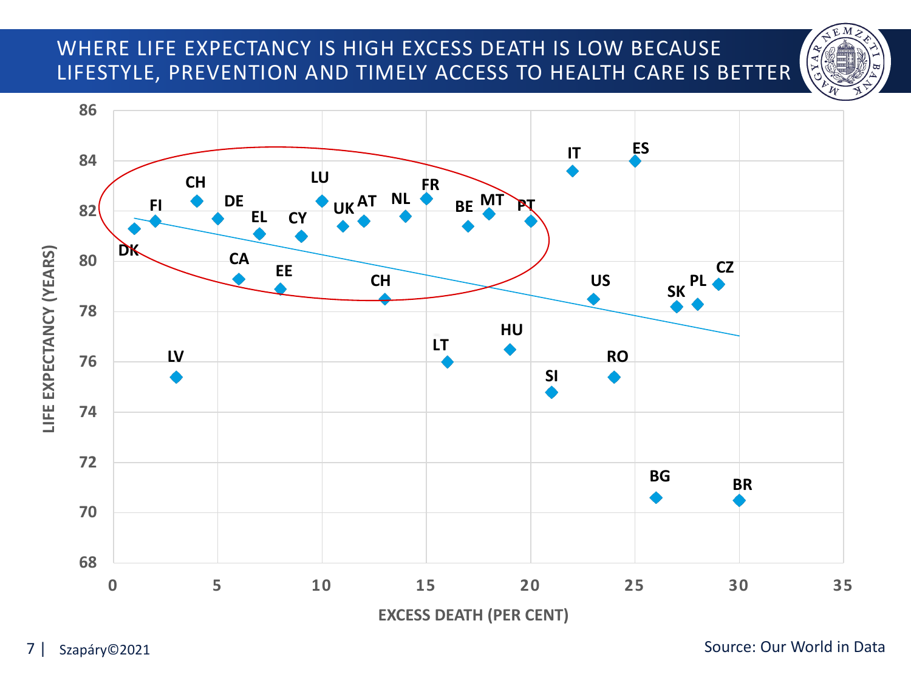# WHERE LIFE EXPECTANCY IS HIGH EXCESS DEATH IS LOW BECAUSE LIFESTYLE, PREVENTION AND TIMELY ACCESS TO HEALTH CARE IS BETTER

Source: Our World in Data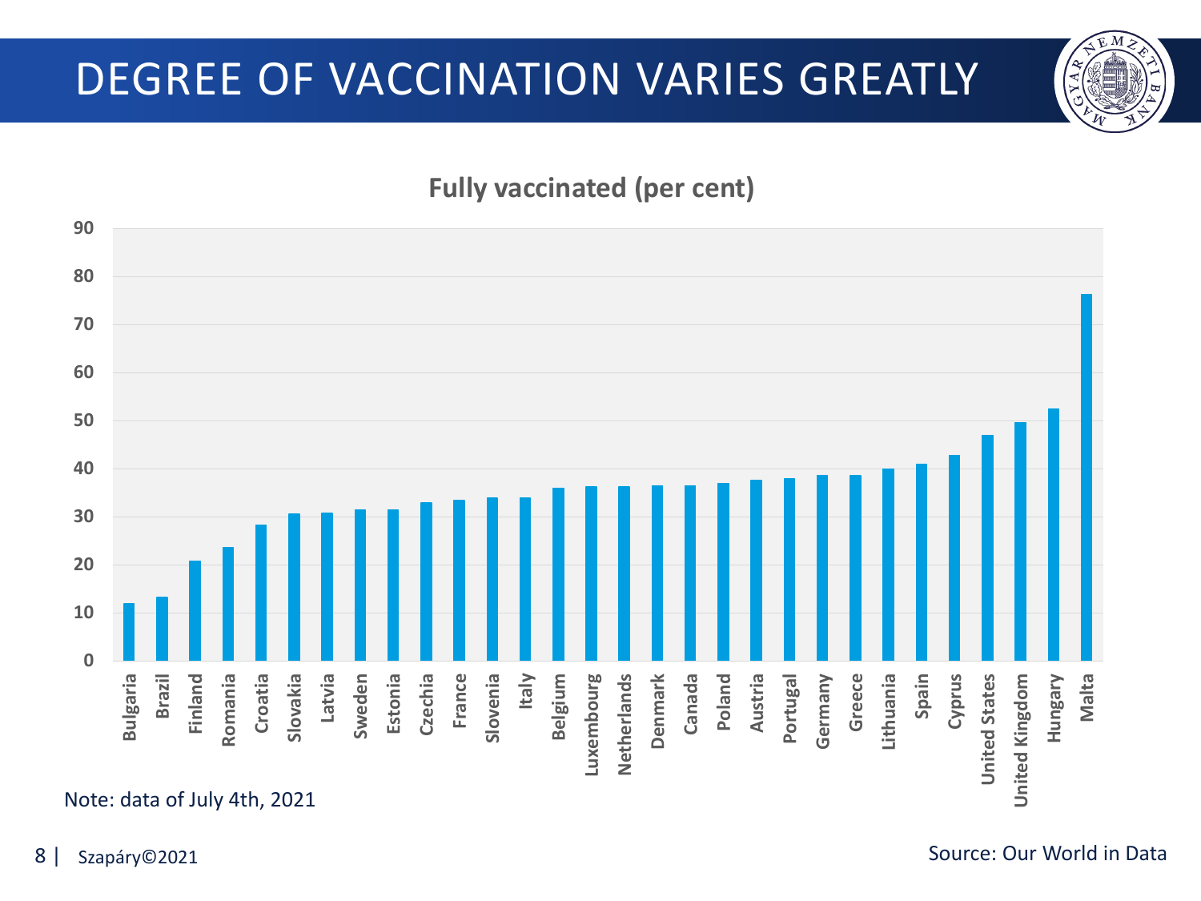# DEGREE OF VACCINATION VARIES GREATLY

**Fully vaccinated (per cent)**

| Country | Fully vaccinated (per cent) |
|---|---|
| Bulgaria | 12 |
| Brazil | 13.3 |
| Finland | 20.8 |
| Romania | 23.6 |
| Croatia | 28.3 |
| Slovakia | 30.6 |
| Latvia | 30.8 |
| Sweden | 31.4 |
| Estonia | 31.4 |
| Czechia | 33 |
| France | 33.4 |
| Slovenia | 33.9 |
| Italy | 33.9 |
| Belgium | 35.9 |
| Luxembourg | 36.2 |
| Netherlands | 36.2 |
| Denmark | 36.4 |
| Canada | 36.4 |
| Poland | 37 |
| Austria | 37.6 |
| Portugal | 38 |
| Germany | 38.6 |
| Greece | 38.6 |
| Lithuania | 40 |
| Spain | 41 |
| Cyprus | 42.8 |
| United States | 47 |
| United Kingdom | 49.6 |
| Hungary | 52.5 |
| Malta | 76.3 |

Note: data of July 4th, 2021

Source: Our World in Data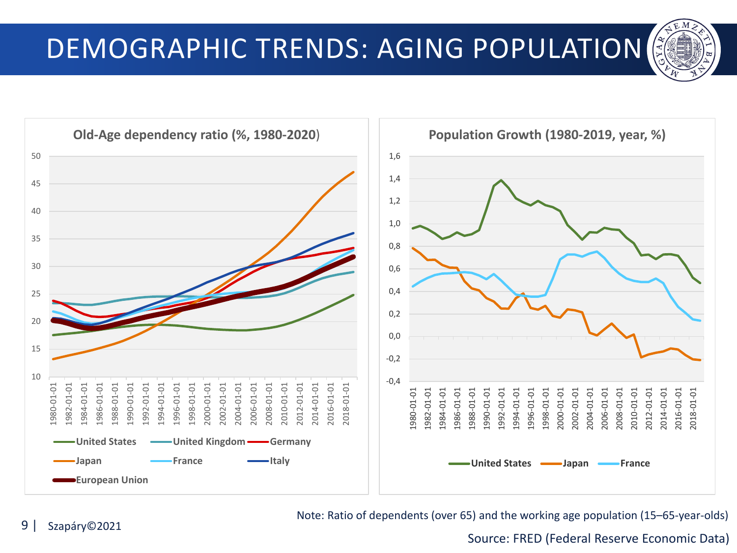# DEMOGRAPHIC TRENDS: AGING POPULATION

**Old-Age dependency ratio (%, 1980-2020)**

United States, United Kingdom, Germany, Japan, France, Italy, European Union

**Population Growth (1980-2019, year, %)**

United States, Japan, France

Note: Ratio of dependents (over 65) and the working age population (15–65-year-olds)

Source: FRED (Federal Reserve Economic Data)

Szapáry©2021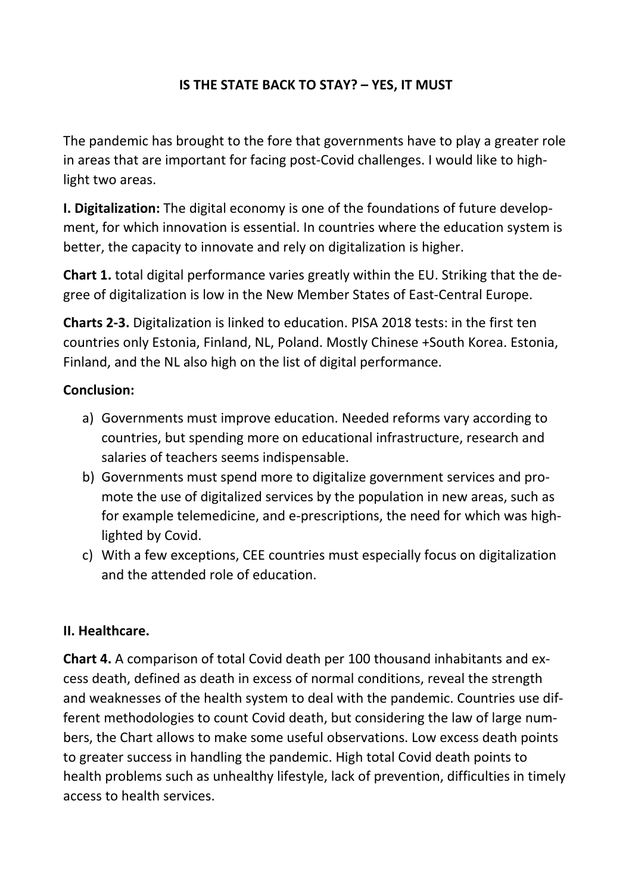**IS THE STATE BACK TO STAY? – YES, IT MUST**

The pandemic has brought to the fore that governments have to play a greater role in areas that are important for facing post-Covid challenges. I would like to highlight two areas.

**I. Digitalization:** The digital economy is one of the foundations of future development, for which innovation is essential. In countries where the education system is better, the capacity to innovate and rely on digitalization is higher.

**Chart 1.** total digital performance varies greatly within the EU. Striking that the degree of digitalization is low in the New Member States of East-Central Europe.

**Charts 2-3.** Digitalization is linked to education. PISA 2018 tests: in the first ten countries only Estonia, Finland, NL, Poland. Mostly Chinese +South Korea. Estonia, Finland, and the NL also high on the list of digital performance.

**Conclusion:**

a) Governments must improve education. Needed reforms vary according to countries, but spending more on educational infrastructure, research and salaries of teachers seems indispensable.
b) Governments must spend more to digitalize government services and promote the use of digitalized services by the population in new areas, such as for example telemedicine, and e-prescriptions, the need for which was highlighted by Covid.
c) With a few exceptions, CEE countries must especially focus on digitalization and the attended role of education.

**II. Healthcare.**

**Chart 4.** A comparison of total Covid death per 100 thousand inhabitants and excess death, defined as death in excess of normal conditions, reveal the strength and weaknesses of the health system to deal with the pandemic. Countries use different methodologies to count Covid death, but considering the law of large numbers, the Chart allows to make some useful observations. Low excess death points to greater success in handling the pandemic. High total Covid death points to health problems such as unhealthy lifestyle, lack of prevention, difficulties in timely access to health services.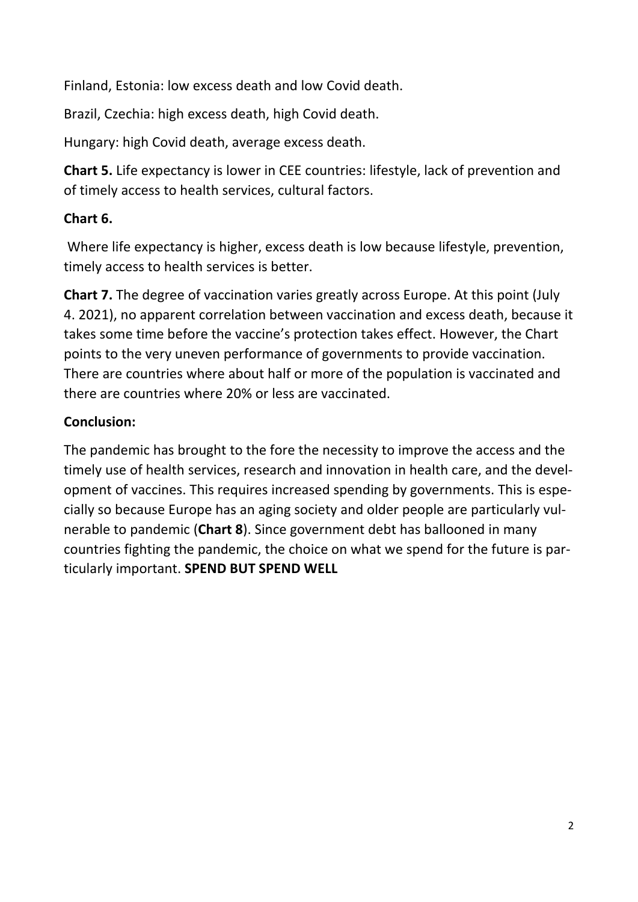Finland, Estonia: low excess death and low Covid death.

Brazil, Czechia: high excess death, high Covid death.

Hungary: high Covid death, average excess death.

**Chart 5.** Life expectancy is lower in CEE countries: lifestyle, lack of prevention and of timely access to health services, cultural factors.

**Chart 6.**

Where life expectancy is higher, excess death is low because lifestyle, prevention, timely access to health services is better.

**Chart 7.** The degree of vaccination varies greatly across Europe. At this point (July 4. 2021), no apparent correlation between vaccination and excess death, because it takes some time before the vaccine's protection takes effect. However, the Chart points to the very uneven performance of governments to provide vaccination. There are countries where about half or more of the population is vaccinated and there are countries where 20% or less are vaccinated.

**Conclusion:**

The pandemic has brought to the fore the necessity to improve the access and the timely use of health services, research and innovation in health care, and the development of vaccines. This requires increased spending by governments. This is especially so because Europe has an aging society and older people are particularly vulnerable to pandemic (**Chart 8**). Since government debt has ballooned in many countries fighting the pandemic, the choice on what we spend for the future is particularly important. **SPEND BUT SPEND WELL**